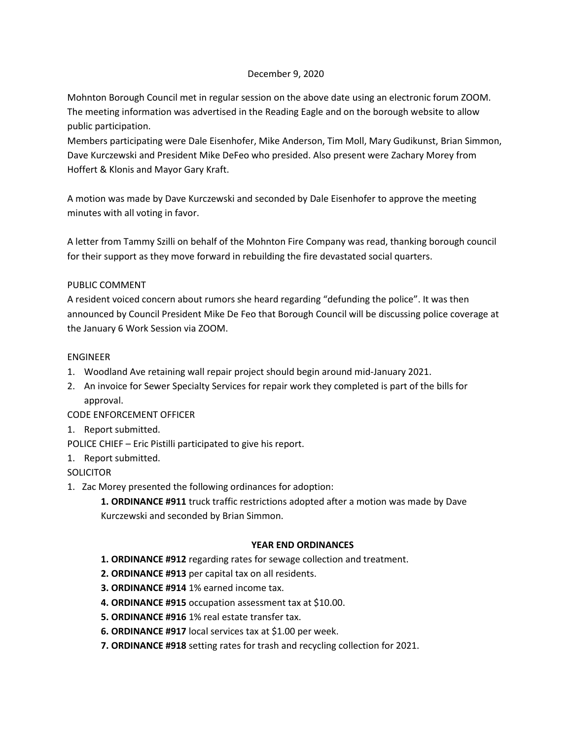December 9, 2020

Mohnton Borough Council met in regular session on the above date using an electronic forum ZOOM. The meeting information was advertised in the Reading Eagle and on the borough website to allow public participation.
Members participating were Dale Eisenhofer, Mike Anderson, Tim Moll, Mary Gudikunst, Brian Simmon, Dave Kurczewski and President Mike DeFeo who presided. Also present were Zachary Morey from Hoffert & Klonis and Mayor Gary Kraft.

A motion was made by Dave Kurczewski and seconded by Dale Eisenhofer to approve the meeting minutes with all voting in favor.

A letter from Tammy Szilli on behalf of the Mohnton Fire Company was read, thanking borough council for their support as they move forward in rebuilding the fire devastated social quarters.

PUBLIC COMMENT
A resident voiced concern about rumors she heard regarding "defunding the police". It was then announced by Council President Mike De Feo that Borough Council will be discussing police coverage at the January 6 Work Session via ZOOM.

ENGINEER

1. Woodland Ave retaining wall repair project should begin around mid-January 2021.
2. An invoice for Sewer Specialty Services for repair work they completed is part of the bills for approval.

CODE ENFORCEMENT OFFICER

1. Report submitted.

POLICE CHIEF – Eric Pistilli participated to give his report.

1. Report submitted.

SOLICITOR

1. Zac Morey presented the following ordinances for adoption:

   **1. ORDINANCE #911** truck traffic restrictions adopted after a motion was made by Dave Kurczewski and seconded by Brian Simmon.

   **YEAR END ORDINANCES**

   **1. ORDINANCE #912** regarding rates for sewage collection and treatment.
   **2. ORDINANCE #913** per capital tax on all residents.
   **3. ORDINANCE #914** 1% earned income tax.
   **4. ORDINANCE #915** occupation assessment tax at $10.00.
   **5. ORDINANCE #916** 1% real estate transfer tax.
   **6. ORDINANCE #917** local services tax at $1.00 per week.
   **7. ORDINANCE #918** setting rates for trash and recycling collection for 2021.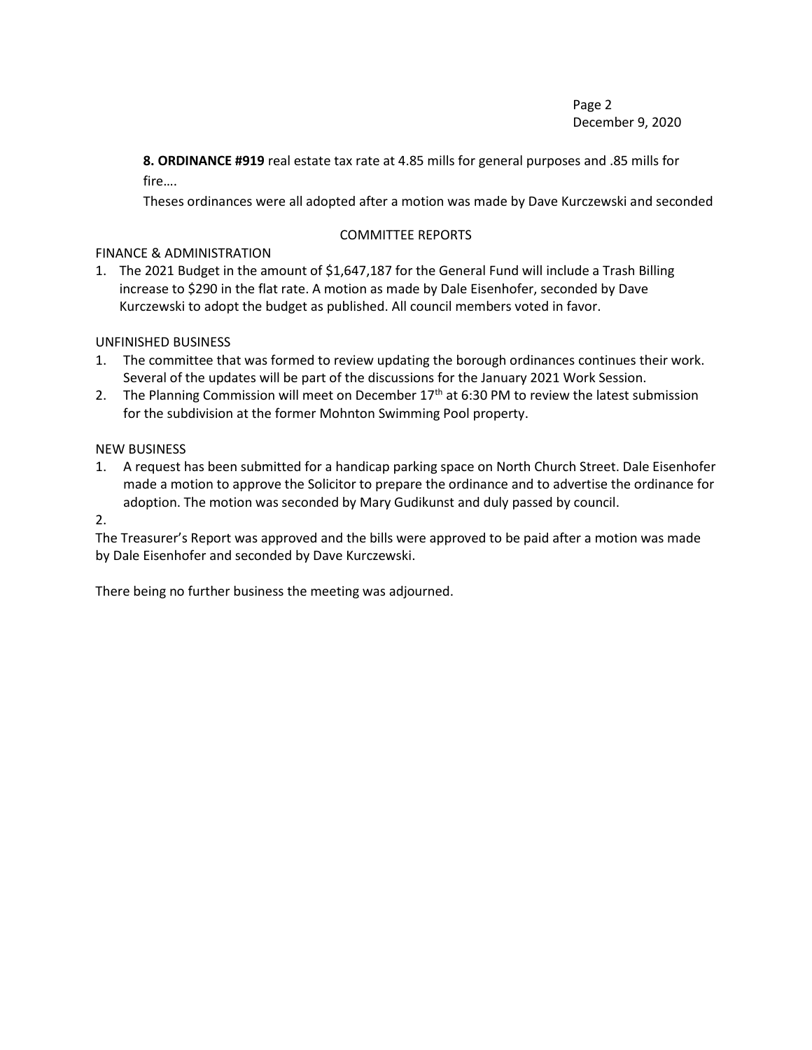**8. ORDINANCE #919** real estate tax rate at 4.85 mills for general purposes and .85 mills for fire….

Theses ordinances were all adopted after a motion was made by Dave Kurczewski and seconded

COMMITTEE REPORTS

FINANCE & ADMINISTRATION

1. The 2021 Budget in the amount of $1,647,187 for the General Fund will include a Trash Billing increase to $290 in the flat rate. A motion as made by Dale Eisenhofer, seconded by Dave Kurczewski to adopt the budget as published. All council members voted in favor.

UNFINISHED BUSINESS

1. The committee that was formed to review updating the borough ordinances continues their work. Several of the updates will be part of the discussions for the January 2021 Work Session.
2. The Planning Commission will meet on December 17th at 6:30 PM to review the latest submission for the subdivision at the former Mohnton Swimming Pool property.

NEW BUSINESS

1. A request has been submitted for a handicap parking space on North Church Street. Dale Eisenhofer made a motion to approve the Solicitor to prepare the ordinance and to advertise the ordinance for adoption. The motion was seconded by Mary Gudikunst and duly passed by council.
2. 

The Treasurer's Report was approved and the bills were approved to be paid after a motion was made by Dale Eisenhofer and seconded by Dave Kurczewski.

There being no further business the meeting was adjourned.